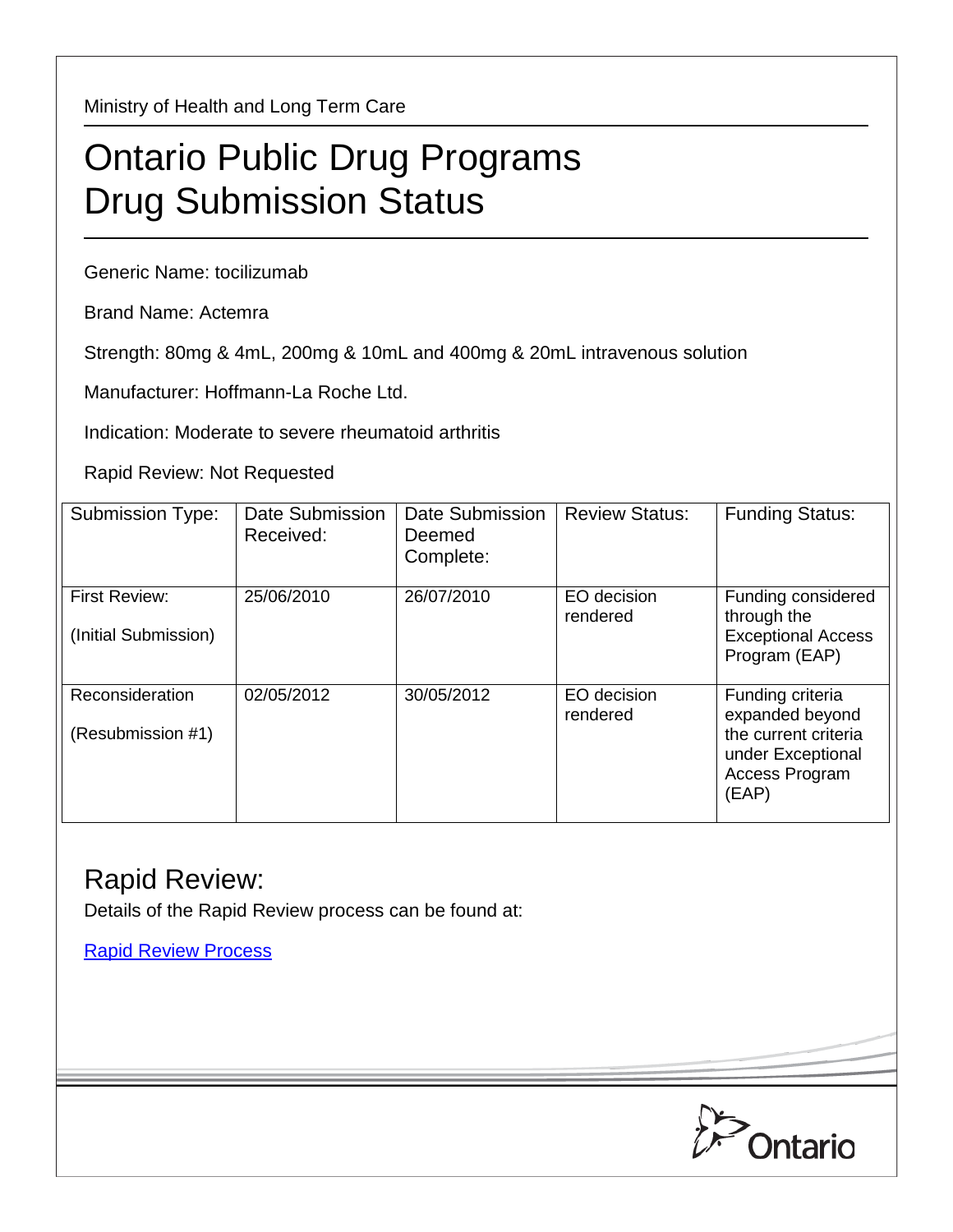Ministry of Health and Long Term Care

# Ontario Public Drug Programs
# Drug Submission Status

Generic Name: tocilizumab

Brand Name: Actemra

Strength: 80mg & 4mL, 200mg & 10mL and 400mg & 20mL intravenous solution

Manufacturer: Hoffmann-La Roche Ltd.

Indication: Moderate to severe rheumatoid arthritis

Rapid Review: Not Requested

| Submission Type: | Date Submission Received: | Date Submission Deemed Complete: | Review Status: | Funding Status: |
|---|---|---|---|---|
| First Review: (Initial Submission) | 25/06/2010 | 26/07/2010 | EO decision rendered | Funding considered through the Exceptional Access Program (EAP) |
| Reconsideration (Resubmission #1) | 02/05/2012 | 30/05/2012 | EO decision rendered | Funding criteria expanded beyond the current criteria under Exceptional Access Program (EAP) |

## Rapid Review:

Details of the Rapid Review process can be found at:

Rapid Review Process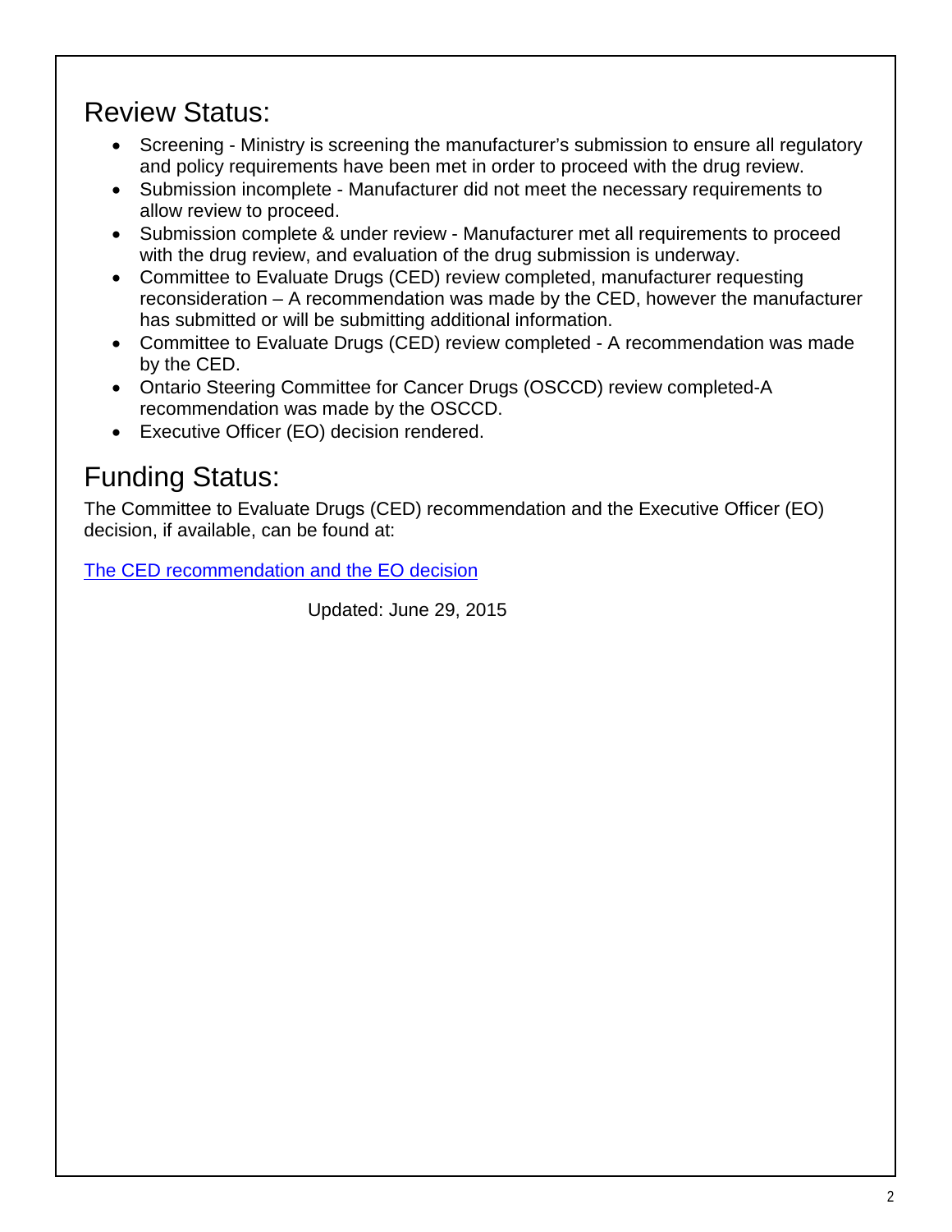## Review Status:

- Screening - Ministry is screening the manufacturer's submission to ensure all regulatory and policy requirements have been met in order to proceed with the drug review.
- Submission incomplete - Manufacturer did not meet the necessary requirements to allow review to proceed.
- Submission complete & under review - Manufacturer met all requirements to proceed with the drug review, and evaluation of the drug submission is underway.
- Committee to Evaluate Drugs (CED) review completed, manufacturer requesting reconsideration – A recommendation was made by the CED, however the manufacturer has submitted or will be submitting additional information.
- Committee to Evaluate Drugs (CED) review completed - A recommendation was made by the CED.
- Ontario Steering Committee for Cancer Drugs (OSCCD) review completed-A recommendation was made by the OSCCD.
- Executive Officer (EO) decision rendered.

## Funding Status:

The Committee to Evaluate Drugs (CED) recommendation and the Executive Officer (EO) decision, if available, can be found at:

The CED recommendation and the EO decision

Updated: June 29, 2015